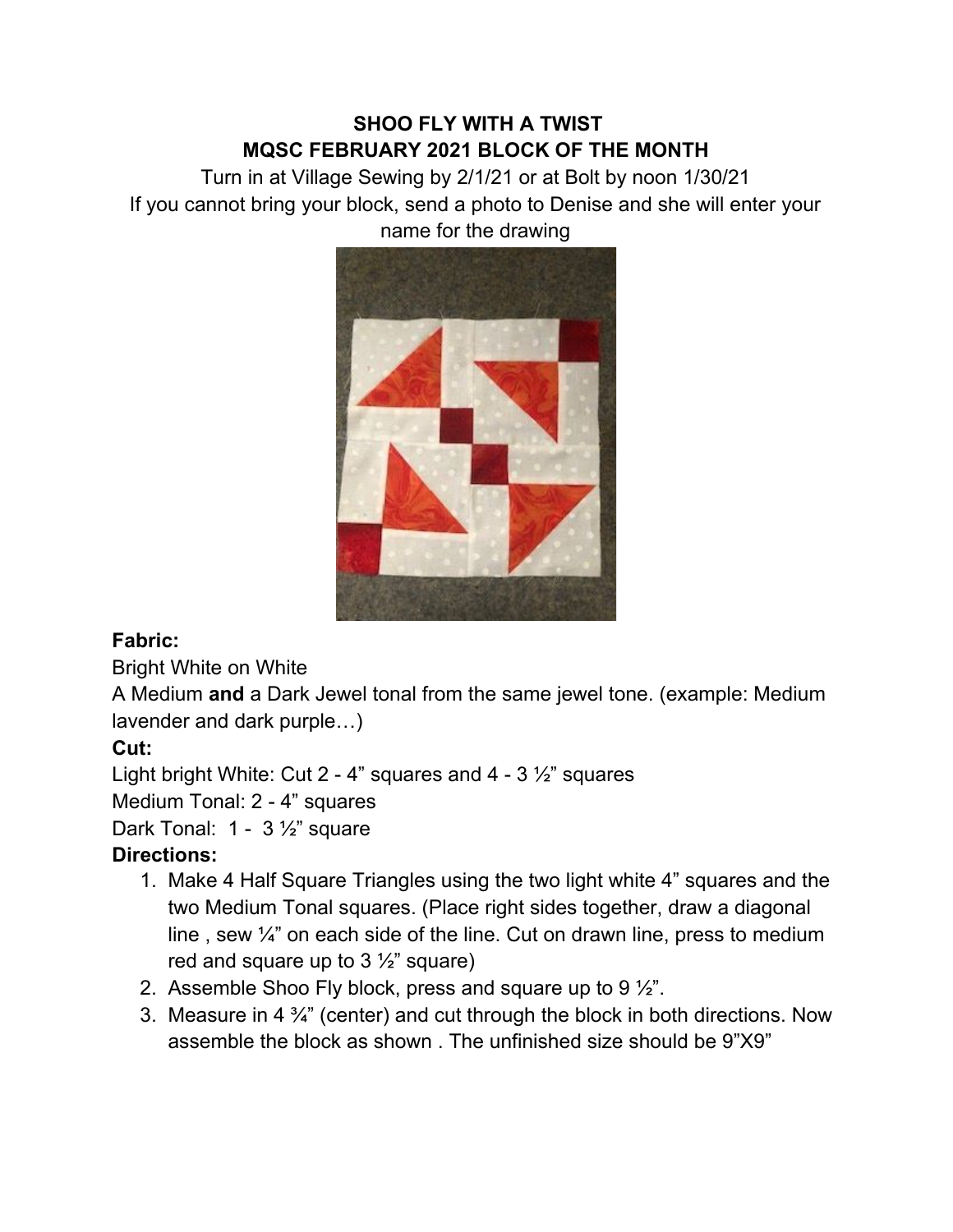**SHOO FLY WITH A TWIST**
**MQSC FEBRUARY 2021 BLOCK OF THE MONTH**

Turn in at Village Sewing by 2/1/21 or at Bolt by noon 1/30/21
If you cannot bring your block, send a photo to Denise and she will enter your name for the drawing

**Fabric:**

Bright White on White

A Medium **and** a Dark Jewel tonal from the same jewel tone. (example: Medium lavender and dark purple…)

**Cut:**

Light bright White: Cut 2 - 4" squares and 4 - 3 ½" squares

Medium Tonal: 2 - 4" squares

Dark Tonal: 1 - 3 ½" square

**Directions:**

1. Make 4 Half Square Triangles using the two light white 4" squares and the two Medium Tonal squares. (Place right sides together, draw a diagonal line , sew ¼" on each side of the line. Cut on drawn line, press to medium red and square up to 3 ½" square)
2. Assemble Shoo Fly block, press and square up to 9 ½".
3. Measure in 4 ¾" (center) and cut through the block in both directions. Now assemble the block as shown . The unfinished size should be 9"X9"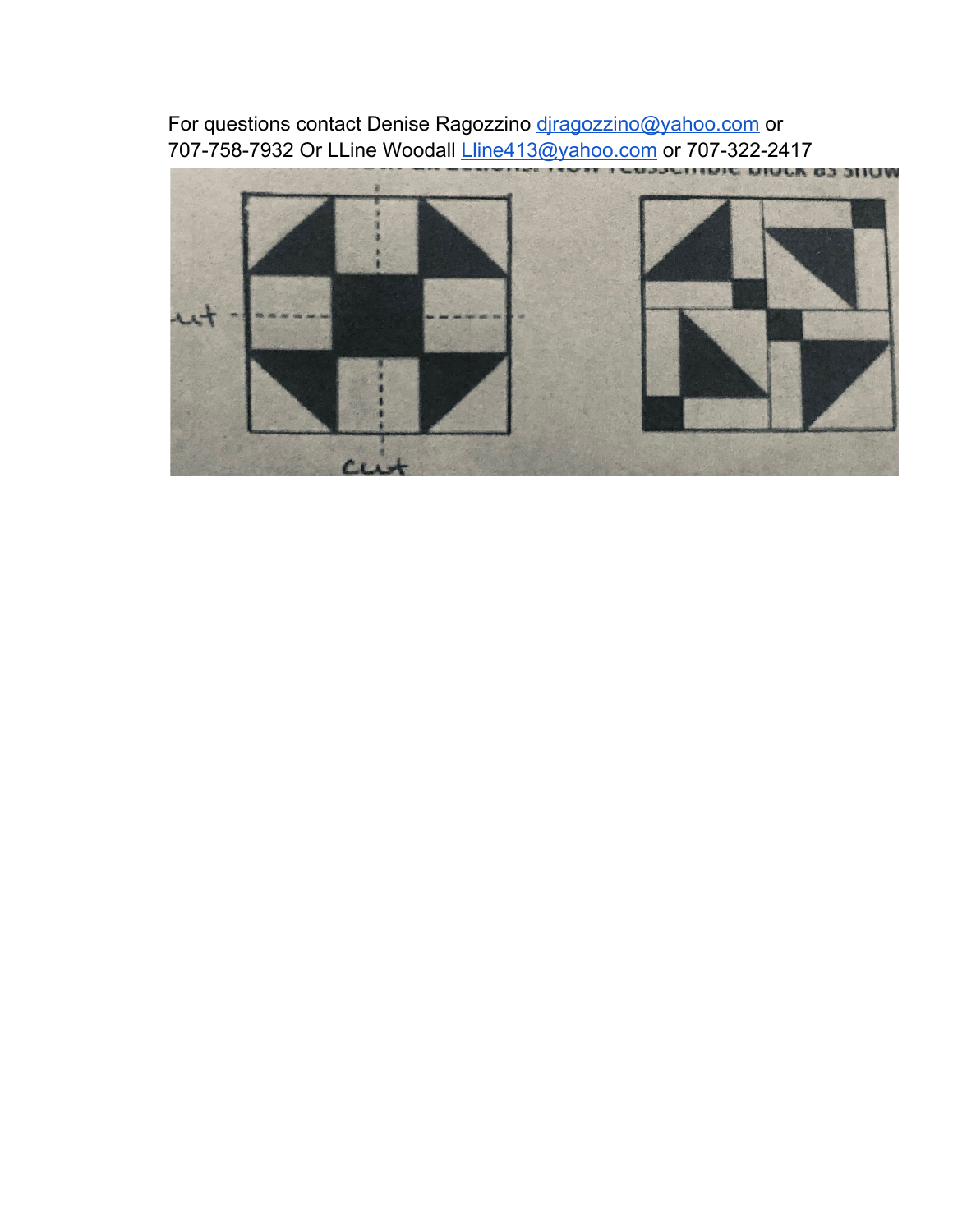For questions contact Denise Ragozzino djragozzino@yahoo.com or
707-758-7932 Or LLine Woodall Lline413@yahoo.com or 707-322-2417